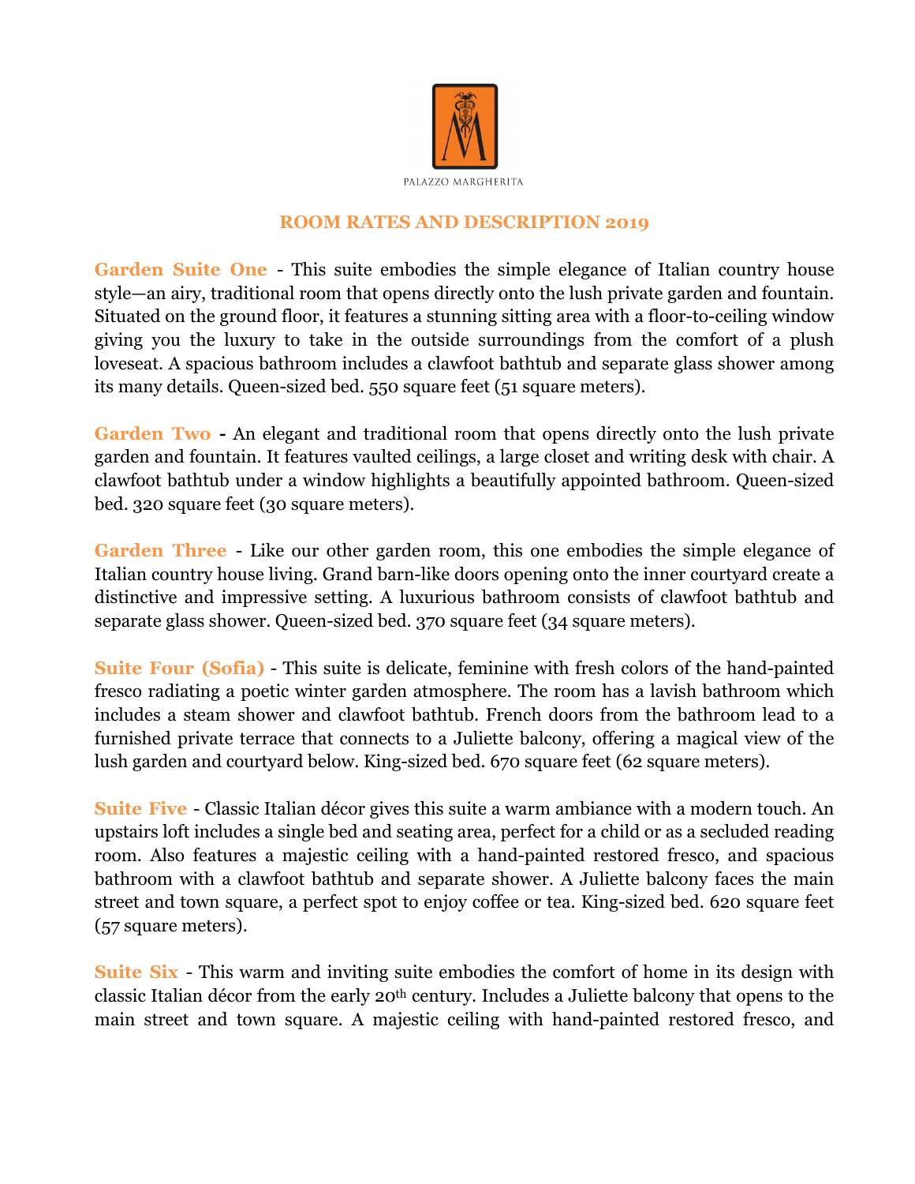PALAZZO MARGHERITA

## ROOM RATES AND DESCRIPTION 2019

**Garden Suite One** - This suite embodies the simple elegance of Italian country house style—an airy, traditional room that opens directly onto the lush private garden and fountain. Situated on the ground floor, it features a stunning sitting area with a floor-to-ceiling window giving you the luxury to take in the outside surroundings from the comfort of a plush loveseat. A spacious bathroom includes a clawfoot bathtub and separate glass shower among its many details. Queen-sized bed. 550 square feet (51 square meters).

**Garden Two** - An elegant and traditional room that opens directly onto the lush private garden and fountain. It features vaulted ceilings, a large closet and writing desk with chair. A clawfoot bathtub under a window highlights a beautifully appointed bathroom. Queen-sized bed. 320 square feet (30 square meters).

**Garden Three** - Like our other garden room, this one embodies the simple elegance of Italian country house living. Grand barn-like doors opening onto the inner courtyard create a distinctive and impressive setting. A luxurious bathroom consists of clawfoot bathtub and separate glass shower. Queen-sized bed. 370 square feet (34 square meters).

**Suite Four (Sofia)** - This suite is delicate, feminine with fresh colors of the hand-painted fresco radiating a poetic winter garden atmosphere. The room has a lavish bathroom which includes a steam shower and clawfoot bathtub. French doors from the bathroom lead to a furnished private terrace that connects to a Juliette balcony, offering a magical view of the lush garden and courtyard below. King-sized bed. 670 square feet (62 square meters).

**Suite Five** - Classic Italian décor gives this suite a warm ambiance with a modern touch. An upstairs loft includes a single bed and seating area, perfect for a child or as a secluded reading room. Also features a majestic ceiling with a hand-painted restored fresco, and spacious bathroom with a clawfoot bathtub and separate shower. A Juliette balcony faces the main street and town square, a perfect spot to enjoy coffee or tea. King-sized bed. 620 square feet (57 square meters).

**Suite Six** - This warm and inviting suite embodies the comfort of home in its design with classic Italian décor from the early 20th century. Includes a Juliette balcony that opens to the main street and town square. A majestic ceiling with hand-painted restored fresco, and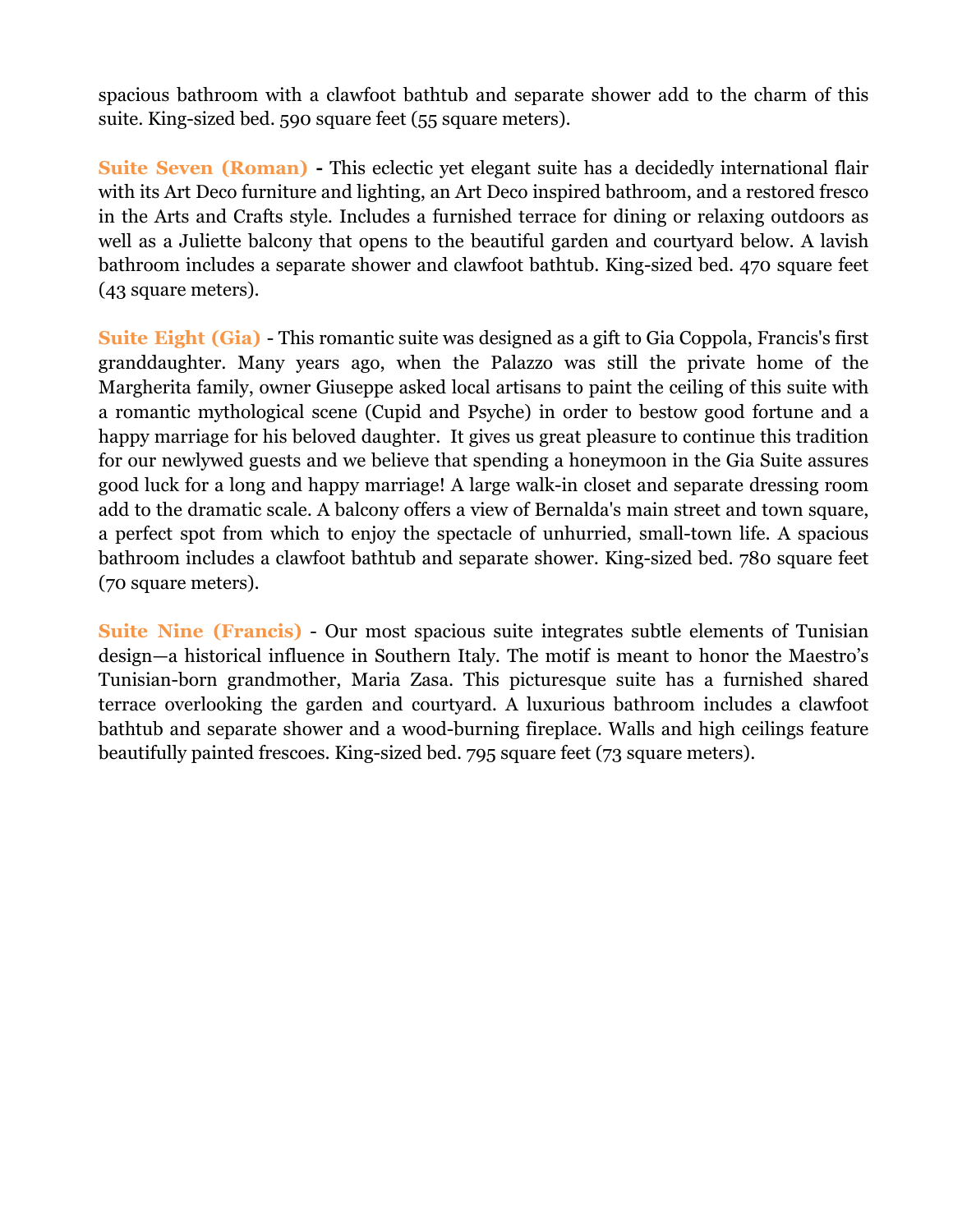spacious bathroom with a clawfoot bathtub and separate shower add to the charm of this suite. King-sized bed. 590 square feet (55 square meters).

**Suite Seven (Roman) -** This eclectic yet elegant suite has a decidedly international flair with its Art Deco furniture and lighting, an Art Deco inspired bathroom, and a restored fresco in the Arts and Crafts style. Includes a furnished terrace for dining or relaxing outdoors as well as a Juliette balcony that opens to the beautiful garden and courtyard below. A lavish bathroom includes a separate shower and clawfoot bathtub. King-sized bed. 470 square feet (43 square meters).

**Suite Eight (Gia)** - This romantic suite was designed as a gift to Gia Coppola, Francis's first granddaughter. Many years ago, when the Palazzo was still the private home of the Margherita family, owner Giuseppe asked local artisans to paint the ceiling of this suite with a romantic mythological scene (Cupid and Psyche) in order to bestow good fortune and a happy marriage for his beloved daughter. It gives us great pleasure to continue this tradition for our newlywed guests and we believe that spending a honeymoon in the Gia Suite assures good luck for a long and happy marriage! A large walk-in closet and separate dressing room add to the dramatic scale. A balcony offers a view of Bernalda's main street and town square, a perfect spot from which to enjoy the spectacle of unhurried, small-town life. A spacious bathroom includes a clawfoot bathtub and separate shower. King-sized bed. 780 square feet (70 square meters).

**Suite Nine (Francis)** - Our most spacious suite integrates subtle elements of Tunisian design—a historical influence in Southern Italy. The motif is meant to honor the Maestro's Tunisian-born grandmother, Maria Zasa. This picturesque suite has a furnished shared terrace overlooking the garden and courtyard. A luxurious bathroom includes a clawfoot bathtub and separate shower and a wood-burning fireplace. Walls and high ceilings feature beautifully painted frescoes. King-sized bed. 795 square feet (73 square meters).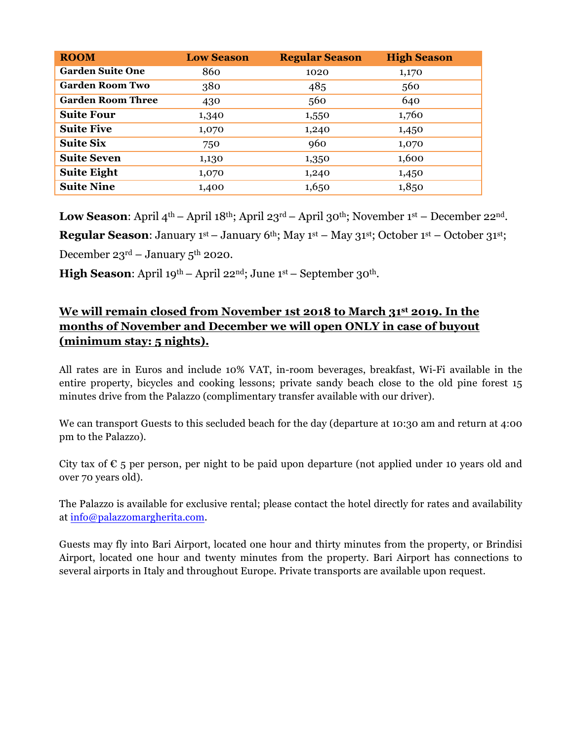| ROOM | Low Season | Regular Season | High Season |
|---|---|---|---|
| **Garden Suite One** | 860 | 1020 | 1,170 |
| **Garden Room Two** | 380 | 485 | 560 |
| **Garden Room Three** | 430 | 560 | 640 |
| **Suite Four** | 1,340 | 1,550 | 1,760 |
| **Suite Five** | 1,070 | 1,240 | 1,450 |
| **Suite Six** | 750 | 960 | 1,070 |
| **Suite Seven** | 1,130 | 1,350 | 1,600 |
| **Suite Eight** | 1,070 | 1,240 | 1,450 |
| **Suite Nine** | 1,400 | 1,650 | 1,850 |

**Low Season**: April 4th – April 18th; April 23rd – April 30th; November 1st – December 22nd.

**Regular Season**: January 1st – January 6th; May 1st – May 31st; October 1st – October 31st; December 23rd – January 5th 2020.

**High Season**: April 19th – April 22nd; June 1st – September 30th.

**<u>We will remain closed from November 1st 2018 to March 31st 2019. In the months of November and December we will open ONLY in case of buyout (minimum stay: 5 nights).</u>**

All rates are in Euros and include 10% VAT, in-room beverages, breakfast, Wi-Fi available in the entire property, bicycles and cooking lessons; private sandy beach close to the old pine forest 15 minutes drive from the Palazzo (complimentary transfer available with our driver).

We can transport Guests to this secluded beach for the day (departure at 10:30 am and return at 4:00 pm to the Palazzo).

City tax of € 5 per person, per night to be paid upon departure (not applied under 10 years old and over 70 years old).

The Palazzo is available for exclusive rental; please contact the hotel directly for rates and availability at info@palazzomargherita.com.

Guests may fly into Bari Airport, located one hour and thirty minutes from the property, or Brindisi Airport, located one hour and twenty minutes from the property. Bari Airport has connections to several airports in Italy and throughout Europe. Private transports are available upon request.